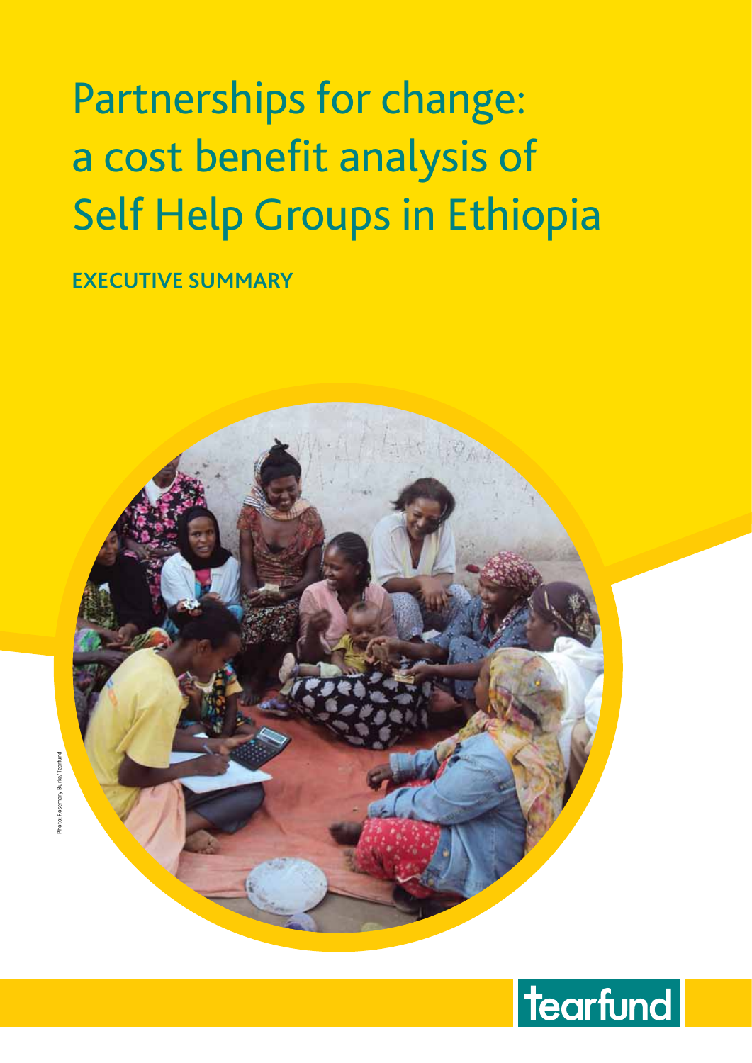# Partnerships for change: a cost benefit analysis of Self Help Groups in Ethiopia

**EXECUTIVE SUMMARY**

Photo: Rosemary Burke/Tearfund

tearfund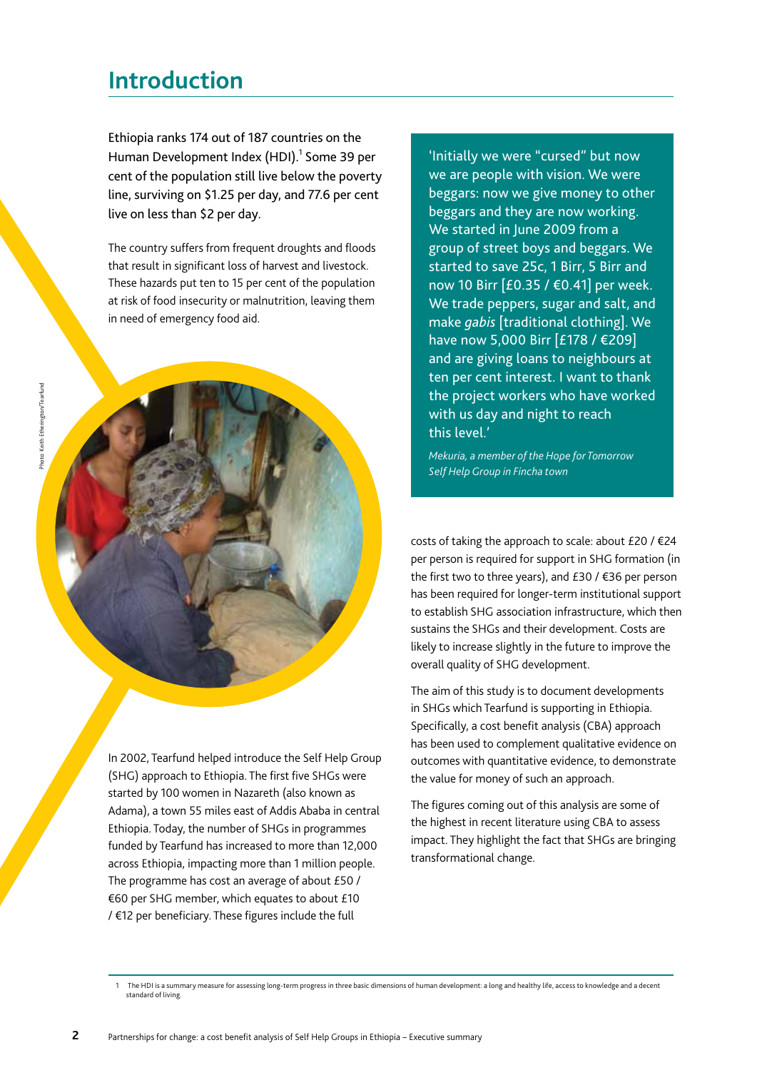# Introduction

Ethiopia ranks 174 out of 187 countries on the Human Development Index (HDI).[1] Some 39 per cent of the population still live below the poverty line, surviving on $1.25 per day, and 77.6 per cent live on less than $2 per day.

The country suffers from frequent droughts and floods that result in significant loss of harvest and livestock. These hazards put ten to 15 per cent of the population at risk of food insecurity or malnutrition, leaving them in need of emergency food aid.

Photo: Keith Etherington/Tearfund

In 2002, Tearfund helped introduce the Self Help Group (SHG) approach to Ethiopia. The first five SHGs were started by 100 women in Nazareth (also known as Adama), a town 55 miles east of Addis Ababa in central Ethiopia. Today, the number of SHGs in programmes funded by Tearfund has increased to more than 12,000 across Ethiopia, impacting more than 1 million people. The programme has cost an average of about £50 / €60 per SHG member, which equates to about £10 / €12 per beneficiary. These figures include the full costs of taking the approach to scale: about £20 / €24 per person is required for support in SHG formation (in the first two to three years), and £30 / €36 per person has been required for longer-term institutional support to establish SHG association infrastructure, which then sustains the SHGs and their development. Costs are likely to increase slightly in the future to improve the overall quality of SHG development.

The aim of this study is to document developments in SHGs which Tearfund is supporting in Ethiopia. Specifically, a cost benefit analysis (CBA) approach has been used to complement qualitative evidence on outcomes with quantitative evidence, to demonstrate the value for money of such an approach.

The figures coming out of this analysis are some of the highest in recent literature using CBA to assess impact. They highlight the fact that SHGs are bringing transformational change.

> 'Initially we were "cursed" but now we are people with vision. We were beggars: now we give money to other beggars and they are now working. We started in June 2009 from a group of street boys and beggars. We started to save 25c, 1 Birr, 5 Birr and now 10 Birr [£0.35 / €0.41] per week. We trade peppers, sugar and salt, and make *gabis* [traditional clothing]. We have now 5,000 Birr [£178 / €209] and are giving loans to neighbours at ten per cent interest. I want to thank the project workers who have worked with us day and night to reach this level.'
>
> *Mekuria, a member of the Hope for Tomorrow Self Help Group in Fincha town*

1 The HDI is a summary measure for assessing long-term progress in three basic dimensions of human development: a long and healthy life, access to knowledge and a decent standard of living.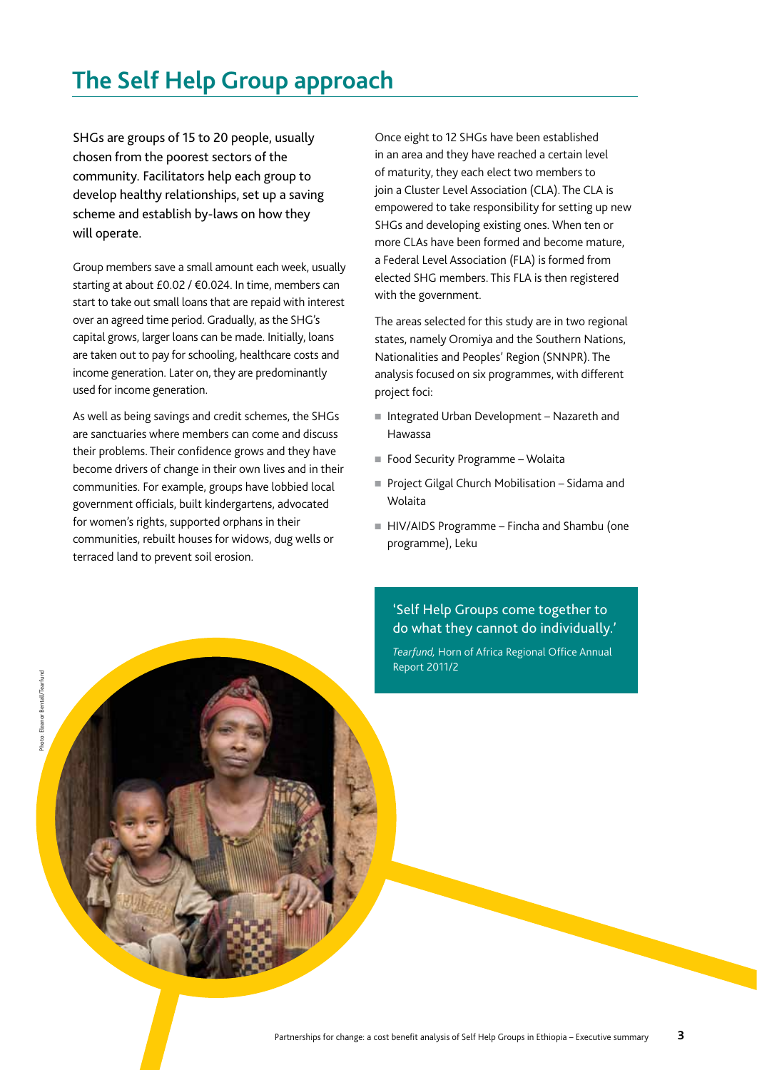## The Self Help Group approach

SHGs are groups of 15 to 20 people, usually chosen from the poorest sectors of the community. Facilitators help each group to develop healthy relationships, set up a saving scheme and establish by-laws on how they will operate.

Group members save a small amount each week, usually starting at about £0.02 / €0.024. In time, members can start to take out small loans that are repaid with interest over an agreed time period. Gradually, as the SHG's capital grows, larger loans can be made. Initially, loans are taken out to pay for schooling, healthcare costs and income generation. Later on, they are predominantly used for income generation.

As well as being savings and credit schemes, the SHGs are sanctuaries where members can come and discuss their problems. Their confidence grows and they have become drivers of change in their own lives and in their communities. For example, groups have lobbied local government officials, built kindergartens, advocated for women's rights, supported orphans in their communities, rebuilt houses for widows, dug wells or terraced land to prevent soil erosion.

Once eight to 12 SHGs have been established in an area and they have reached a certain level of maturity, they each elect two members to join a Cluster Level Association (CLA). The CLA is empowered to take responsibility for setting up new SHGs and developing existing ones. When ten or more CLAs have been formed and become mature, a Federal Level Association (FLA) is formed from elected SHG members. This FLA is then registered with the government.

The areas selected for this study are in two regional states, namely Oromiya and the Southern Nations, Nationalities and Peoples' Region (SNNPR). The analysis focused on six programmes, with different project foci:

- Integrated Urban Development – Nazareth and Hawassa
- Food Security Programme – Wolaita
- Project Gilgal Church Mobilisation – Sidama and Wolaita
- HIV/AIDS Programme – Fincha and Shambu (one programme), Leku

> 'Self Help Groups come together to do what they cannot do individually.'
>
> *Tearfund,* Horn of Africa Regional Office Annual Report 2011/2

Photo: Eleanor Bentall/Tearfund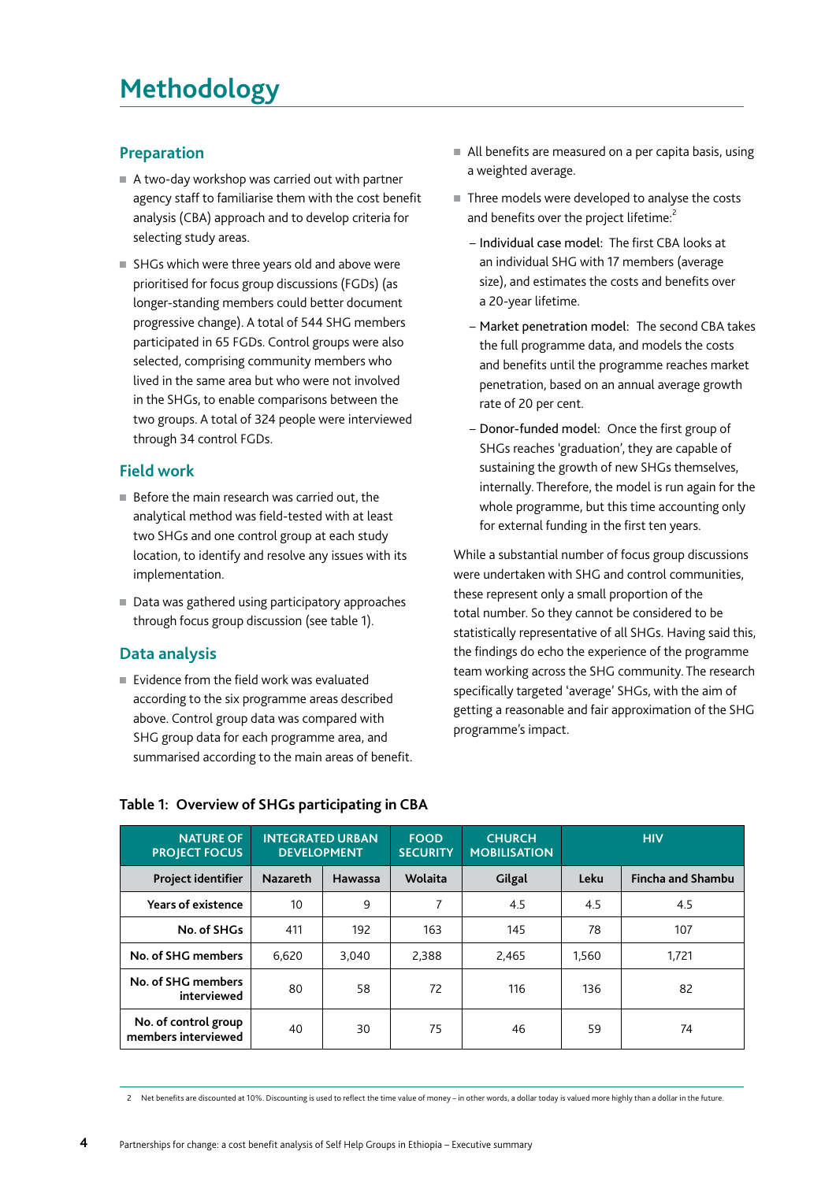# Methodology

## Preparation

- A two-day workshop was carried out with partner agency staff to familiarise them with the cost benefit analysis (CBA) approach and to develop criteria for selecting study areas.
- SHGs which were three years old and above were prioritised for focus group discussions (FGDs) (as longer-standing members could better document progressive change). A total of 544 SHG members participated in 65 FGDs. Control groups were also selected, comprising community members who lived in the same area but who were not involved in the SHGs, to enable comparisons between the two groups. A total of 324 people were interviewed through 34 control FGDs.

## Field work

- Before the main research was carried out, the analytical method was field-tested with at least two SHGs and one control group at each study location, to identify and resolve any issues with its implementation.
- Data was gathered using participatory approaches through focus group discussion (see table 1).

## Data analysis

- Evidence from the field work was evaluated according to the six programme areas described above. Control group data was compared with SHG group data for each programme area, and summarised according to the main areas of benefit.
- All benefits are measured on a per capita basis, using a weighted average.
- Three models were developed to analyse the costs and benefits over the project lifetime:[2]
  - Individual case model: The first CBA looks at an individual SHG with 17 members (average size), and estimates the costs and benefits over a 20-year lifetime.
  - Market penetration model: The second CBA takes the full programme data, and models the costs and benefits until the programme reaches market penetration, based on an annual average growth rate of 20 per cent.
  - Donor-funded model: Once the first group of SHGs reaches 'graduation', they are capable of sustaining the growth of new SHGs themselves, internally. Therefore, the model is run again for the whole programme, but this time accounting only for external funding in the first ten years.

While a substantial number of focus group discussions were undertaken with SHG and control communities, these represent only a small proportion of the total number. So they cannot be considered to be statistically representative of all SHGs. Having said this, the findings do echo the experience of the programme team working across the SHG community. The research specifically targeted 'average' SHGs, with the aim of getting a reasonable and fair approximation of the SHG programme's impact.

**Table 1: Overview of SHGs participating in CBA**

| NATURE OF PROJECT FOCUS | INTEGRATED URBAN DEVELOPMENT | | FOOD SECURITY | CHURCH MOBILISATION | HIV | |
|---|---|---|---|---|---|---|
| **Project identifier** | **Nazareth** | **Hawassa** | **Wolaita** | **Gilgal** | **Leku** | **Fincha and Shambu** |
| **Years of existence** | 10 | 9 | 7 | 4.5 | 4.5 | 4.5 |
| **No. of SHGs** | 411 | 192 | 163 | 145 | 78 | 107 |
| **No. of SHG members** | 6,620 | 3,040 | 2,388 | 2,465 | 1,560 | 1,721 |
| **No. of SHG members interviewed** | 80 | 58 | 72 | 116 | 136 | 82 |
| **No. of control group members interviewed** | 40 | 30 | 75 | 46 | 59 | 74 |

2 Net benefits are discounted at 10%. Discounting is used to reflect the time value of money – in other words, a dollar today is valued more highly than a dollar in the future.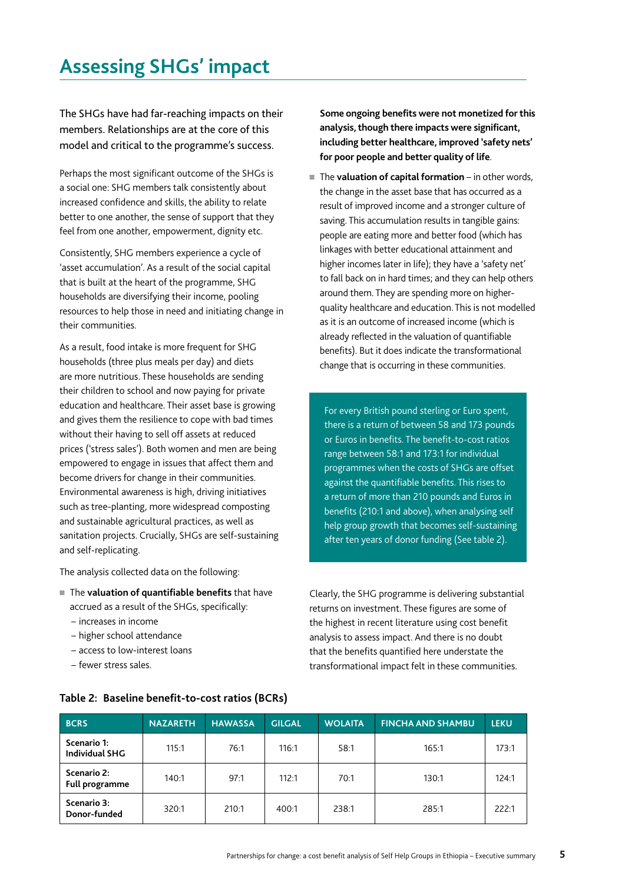# Assessing SHGs' impact

The SHGs have had far-reaching impacts on their members. Relationships are at the core of this model and critical to the programme's success.

Perhaps the most significant outcome of the SHGs is a social one: SHG members talk consistently about increased confidence and skills, the ability to relate better to one another, the sense of support that they feel from one another, empowerment, dignity etc.

Consistently, SHG members experience a cycle of 'asset accumulation'. As a result of the social capital that is built at the heart of the programme, SHG households are diversifying their income, pooling resources to help those in need and initiating change in their communities.

As a result, food intake is more frequent for SHG households (three plus meals per day) and diets are more nutritious. These households are sending their children to school and now paying for private education and healthcare. Their asset base is growing and gives them the resilience to cope with bad times without their having to sell off assets at reduced prices ('stress sales'). Both women and men are being empowered to engage in issues that affect them and become drivers for change in their communities. Environmental awareness is high, driving initiatives such as tree-planting, more widespread composting and sustainable agricultural practices, as well as sanitation projects. Crucially, SHGs are self-sustaining and self-replicating.

The analysis collected data on the following:

- The **valuation of quantifiable benefits** that have accrued as a result of the SHGs, specifically:
  - increases in income
  - higher school attendance
  - access to low-interest loans
  - fewer stress sales.

**Some ongoing benefits were not monetized for this analysis, though there impacts were significant, including better healthcare, improved 'safety nets' for poor people and better quality of life**.

- The **valuation of capital formation** – in other words, the change in the asset base that has occurred as a result of improved income and a stronger culture of saving. This accumulation results in tangible gains: people are eating more and better food (which has linkages with better educational attainment and higher incomes later in life); they have a 'safety net' to fall back on in hard times; and they can help others around them. They are spending more on higher-quality healthcare and education. This is not modelled as it is an outcome of increased income (which is already reflected in the valuation of quantifiable benefits). But it does indicate the transformational change that is occurring in these communities.

For every British pound sterling or Euro spent, there is a return of between 58 and 173 pounds or Euros in benefits. The benefit-to-cost ratios range between 58:1 and 173:1 for individual programmes when the costs of SHGs are offset against the quantifiable benefits. This rises to a return of more than 210 pounds and Euros in benefits (210:1 and above), when analysing self help group growth that becomes self-sustaining after ten years of donor funding (See table 2).

Clearly, the SHG programme is delivering substantial returns on investment. These figures are some of the highest in recent literature using cost benefit analysis to assess impact. And there is no doubt that the benefits quantified here understate the transformational impact felt in these communities.

**Table 2: Baseline benefit-to-cost ratios (BCRs)**

| BCRS | NAZARETH | HAWASSA | GILGAL | WOLAITA | FINCHA AND SHAMBU | LEKU |
|---|---|---|---|---|---|---|
| **Scenario 1: Individual SHG** | 115:1 | 76:1 | 116:1 | 58:1 | 165:1 | 173:1 |
| **Scenario 2: Full programme** | 140:1 | 97:1 | 112:1 | 70:1 | 130:1 | 124:1 |
| **Scenario 3: Donor-funded** | 320:1 | 210:1 | 400:1 | 238:1 | 285:1 | 222:1 |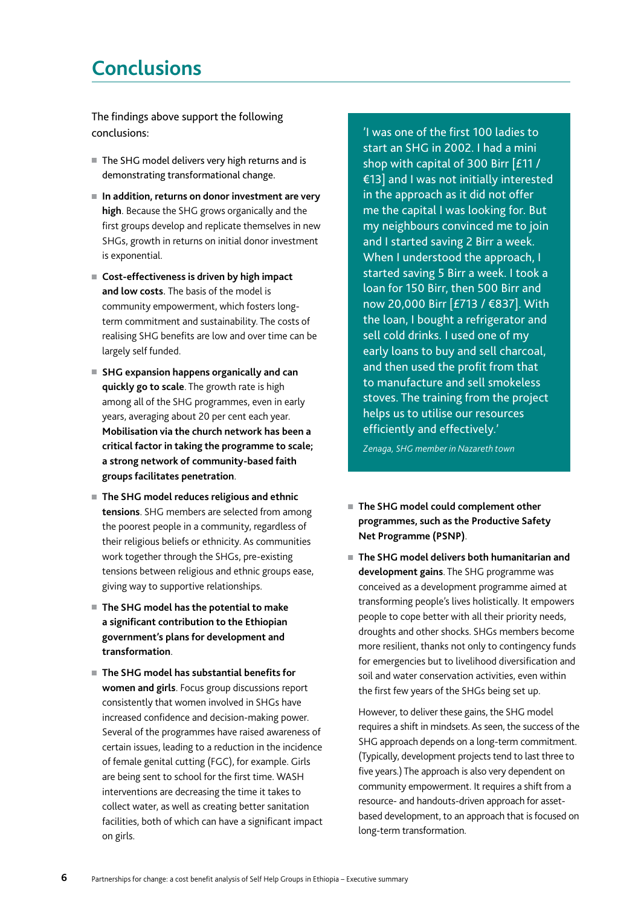# Conclusions

The findings above support the following conclusions:

- The SHG model delivers very high returns and is demonstrating transformational change.
- **In addition, returns on donor investment are very high**. Because the SHG grows organically and the first groups develop and replicate themselves in new SHGs, growth in returns on initial donor investment is exponential.
- **Cost-effectiveness is driven by high impact and low costs**. The basis of the model is community empowerment, which fosters long-term commitment and sustainability. The costs of realising SHG benefits are low and over time can be largely self funded.
- **SHG expansion happens organically and can quickly go to scale**. The growth rate is high among all of the SHG programmes, even in early years, averaging about 20 per cent each year. **Mobilisation via the church network has been a critical factor in taking the programme to scale; a strong network of community-based faith groups facilitates penetration**.
- **The SHG model reduces religious and ethnic tensions**. SHG members are selected from among the poorest people in a community, regardless of their religious beliefs or ethnicity. As communities work together through the SHGs, pre-existing tensions between religious and ethnic groups ease, giving way to supportive relationships.
- **The SHG model has the potential to make a significant contribution to the Ethiopian government's plans for development and transformation**.
- **The SHG model has substantial benefits for women and girls**. Focus group discussions report consistently that women involved in SHGs have increased confidence and decision-making power. Several of the programmes have raised awareness of certain issues, leading to a reduction in the incidence of female genital cutting (FGC), for example. Girls are being sent to school for the first time. WASH interventions are decreasing the time it takes to collect water, as well as creating better sanitation facilities, both of which can have a significant impact on girls.

'I was one of the first 100 ladies to start an SHG in 2002. I had a mini shop with capital of 300 Birr [£11 / €13] and I was not initially interested in the approach as it did not offer me the capital I was looking for. But my neighbours convinced me to join and I started saving 2 Birr a week. When I understood the approach, I started saving 5 Birr a week. I took a loan for 150 Birr, then 500 Birr and now 20,000 Birr [£713 / €837]. With the loan, I bought a refrigerator and sell cold drinks. I used one of my early loans to buy and sell charcoal, and then used the profit from that to manufacture and sell smokeless stoves. The training from the project helps us to utilise our resources efficiently and effectively.'

*Zenaga, SHG member in Nazareth town*

- **The SHG model could complement other programmes, such as the Productive Safety Net Programme (PSNP)**.
- **The SHG model delivers both humanitarian and development gains**. The SHG programme was conceived as a development programme aimed at transforming people's lives holistically. It empowers people to cope better with all their priority needs, droughts and other shocks. SHGs members become more resilient, thanks not only to contingency funds for emergencies but to livelihood diversification and soil and water conservation activities, even within the first few years of the SHGs being set up.

  However, to deliver these gains, the SHG model requires a shift in mindsets. As seen, the success of the SHG approach depends on a long-term commitment. (Typically, development projects tend to last three to five years.) The approach is also very dependent on community empowerment. It requires a shift from a resource- and handouts-driven approach for asset-based development, to an approach that is focused on long-term transformation.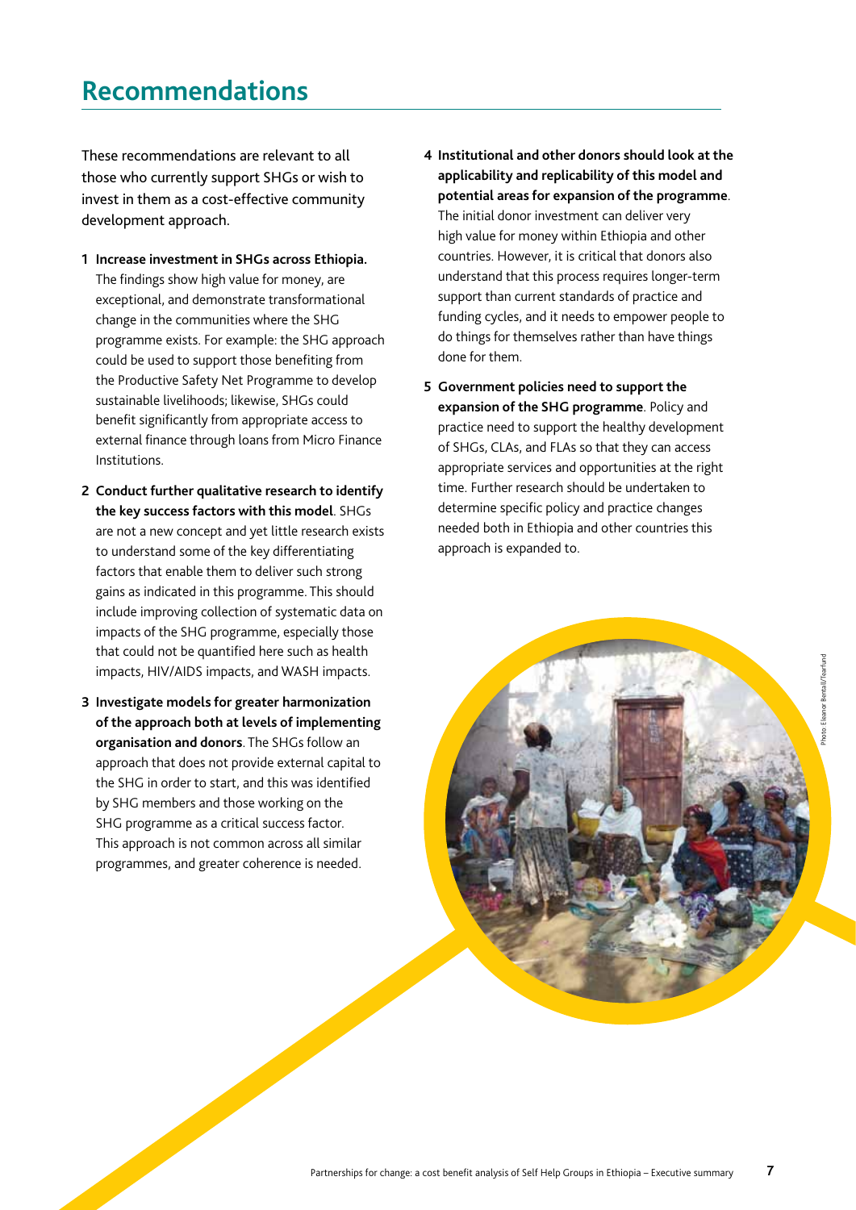# Recommendations

These recommendations are relevant to all those who currently support SHGs or wish to invest in them as a cost-effective community development approach.

1. **Increase investment in SHGs across Ethiopia.** The findings show high value for money, are exceptional, and demonstrate transformational change in the communities where the SHG programme exists. For example: the SHG approach could be used to support those benefiting from the Productive Safety Net Programme to develop sustainable livelihoods; likewise, SHGs could benefit significantly from appropriate access to external finance through loans from Micro Finance Institutions.

2. **Conduct further qualitative research to identify the key success factors with this model**. SHGs are not a new concept and yet little research exists to understand some of the key differentiating factors that enable them to deliver such strong gains as indicated in this programme. This should include improving collection of systematic data on impacts of the SHG programme, especially those that could not be quantified here such as health impacts, HIV/AIDS impacts, and WASH impacts.

3. **Investigate models for greater harmonization of the approach both at levels of implementing organisation and donors**. The SHGs follow an approach that does not provide external capital to the SHG in order to start, and this was identified by SHG members and those working on the SHG programme as a critical success factor. This approach is not common across all similar programmes, and greater coherence is needed.

4. **Institutional and other donors should look at the applicability and replicability of this model and potential areas for expansion of the programme**. The initial donor investment can deliver very high value for money within Ethiopia and other countries. However, it is critical that donors also understand that this process requires longer-term support than current standards of practice and funding cycles, and it needs to empower people to do things for themselves rather than have things done for them.

5. **Government policies need to support the expansion of the SHG programme**. Policy and practice need to support the healthy development of SHGs, CLAs, and FLAs so that they can access appropriate services and opportunities at the right time. Further research should be undertaken to determine specific policy and practice changes needed both in Ethiopia and other countries this approach is expanded to.

Photo: Eleanor Bentall/Tearfund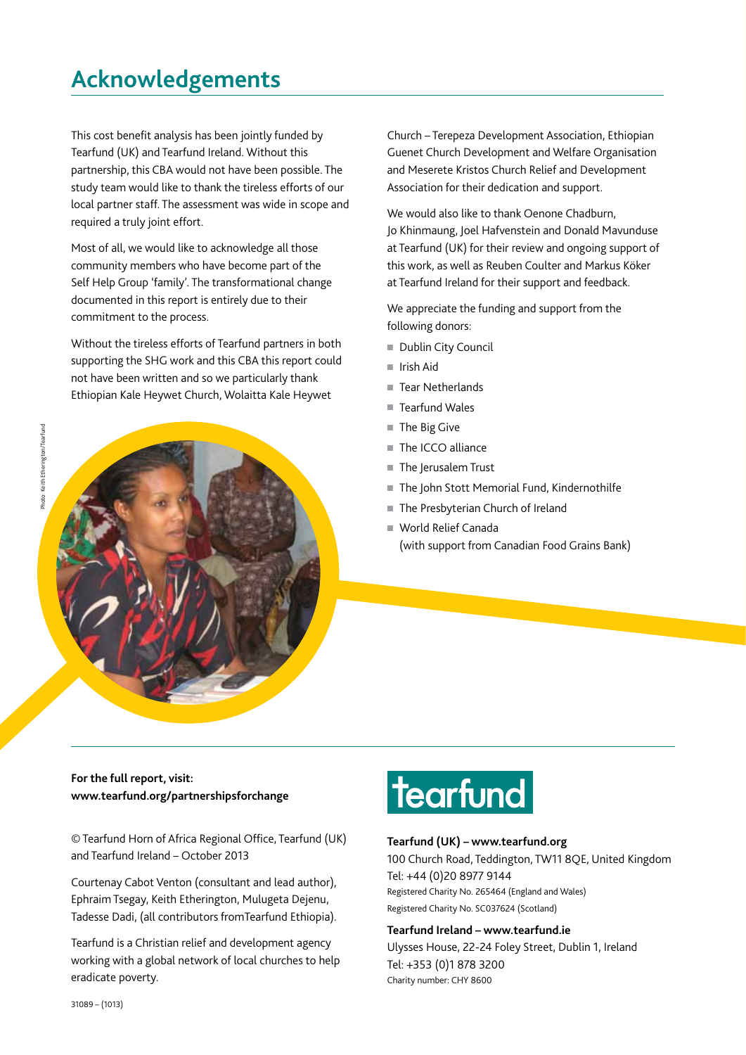# Acknowledgements

This cost benefit analysis has been jointly funded by Tearfund (UK) and Tearfund Ireland. Without this partnership, this CBA would not have been possible. The study team would like to thank the tireless efforts of our local partner staff. The assessment was wide in scope and required a truly joint effort.

Most of all, we would like to acknowledge all those community members who have become part of the Self Help Group 'family'. The transformational change documented in this report is entirely due to their commitment to the process.

Without the tireless efforts of Tearfund partners in both supporting the SHG work and this CBA this report could not have been written and so we particularly thank Ethiopian Kale Heywet Church, Wolaitta Kale Heywet Church – Terepeza Development Association, Ethiopian Guenet Church Development and Welfare Organisation and Meserete Kristos Church Relief and Development Association for their dedication and support.

We would also like to thank Oenone Chadburn, Jo Khinmaung, Joel Hafvenstein and Donald Mavunduse at Tearfund (UK) for their review and ongoing support of this work, as well as Reuben Coulter and Markus Köker at Tearfund Ireland for their support and feedback.

We appreciate the funding and support from the following donors:

- Dublin City Council
- Irish Aid
- Tear Netherlands
- Tearfund Wales
- The Big Give
- The ICCO alliance
- The Jerusalem Trust
- The John Stott Memorial Fund, Kindernothilfe
- The Presbyterian Church of Ireland
- World Relief Canada (with support from Canadian Food Grains Bank)

Photo: Keith Etherington/Tearfund

**For the full report, visit: www.tearfund.org/partnershipsforchange**

© Tearfund Horn of Africa Regional Office, Tearfund (UK) and Tearfund Ireland – October 2013

Courtenay Cabot Venton (consultant and lead author), Ephraim Tsegay, Keith Etherington, Mulugeta Dejenu, Tadesse Dadi, (all contributors fromTearfund Ethiopia).

Tearfund is a Christian relief and development agency working with a global network of local churches to help eradicate poverty.

31089 – (1013)

tearfund

**Tearfund (UK) – www.tearfund.org**
100 Church Road, Teddington, TW11 8QE, United Kingdom
Tel: +44 (0)20 8977 9144
Registered Charity No. 265464 (England and Wales)
Registered Charity No. SC037624 (Scotland)

**Tearfund Ireland – www.tearfund.ie**
Ulysses House, 22-24 Foley Street, Dublin 1, Ireland
Tel: +353 (0)1 878 3200
Charity number: CHY 8600